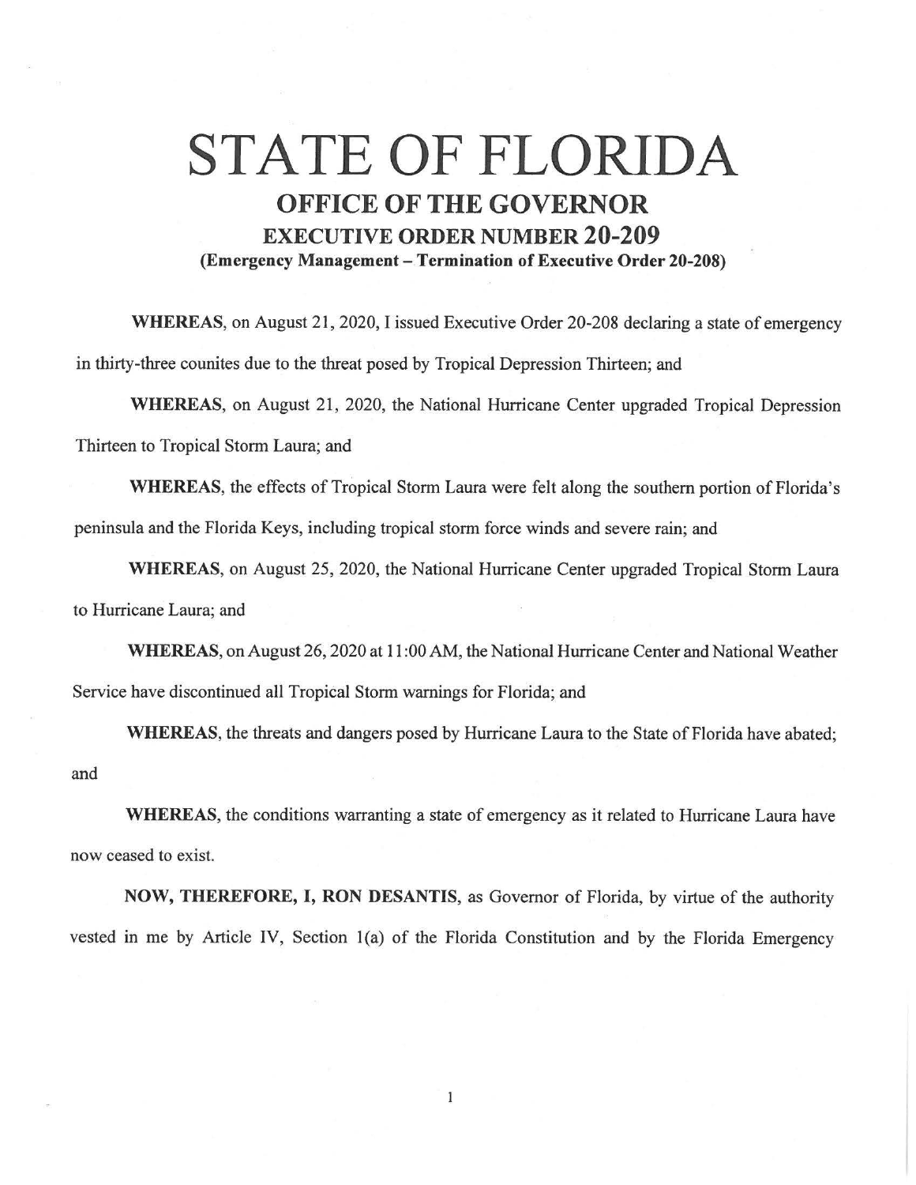# STATE OF FLORIDA

## OFFICE OF THE GOVERNOR

### EXECUTIVE ORDER NUMBER 20-209

**(Emergency Management – Termination of Executive Order 20-208)**

**WHEREAS**, on August 21, 2020, I issued Executive Order 20-208 declaring a state of emergency in thirty-three counites due to the threat posed by Tropical Depression Thirteen; and

**WHEREAS**, on August 21, 2020, the National Hurricane Center upgraded Tropical Depression Thirteen to Tropical Storm Laura; and

**WHEREAS**, the effects of Tropical Storm Laura were felt along the southern portion of Florida's peninsula and the Florida Keys, including tropical storm force winds and severe rain; and

**WHEREAS**, on August 25, 2020, the National Hurricane Center upgraded Tropical Storm Laura to Hurricane Laura; and

**WHEREAS**, on August 26, 2020 at 11:00 AM, the National Hurricane Center and National Weather Service have discontinued all Tropical Storm warnings for Florida; and

**WHEREAS**, the threats and dangers posed by Hurricane Laura to the State of Florida have abated; and

**WHEREAS**, the conditions warranting a state of emergency as it related to Hurricane Laura have now ceased to exist.

**NOW, THEREFORE, I, RON DESANTIS**, as Governor of Florida, by virtue of the authority vested in me by Article IV, Section 1(a) of the Florida Constitution and by the Florida Emergency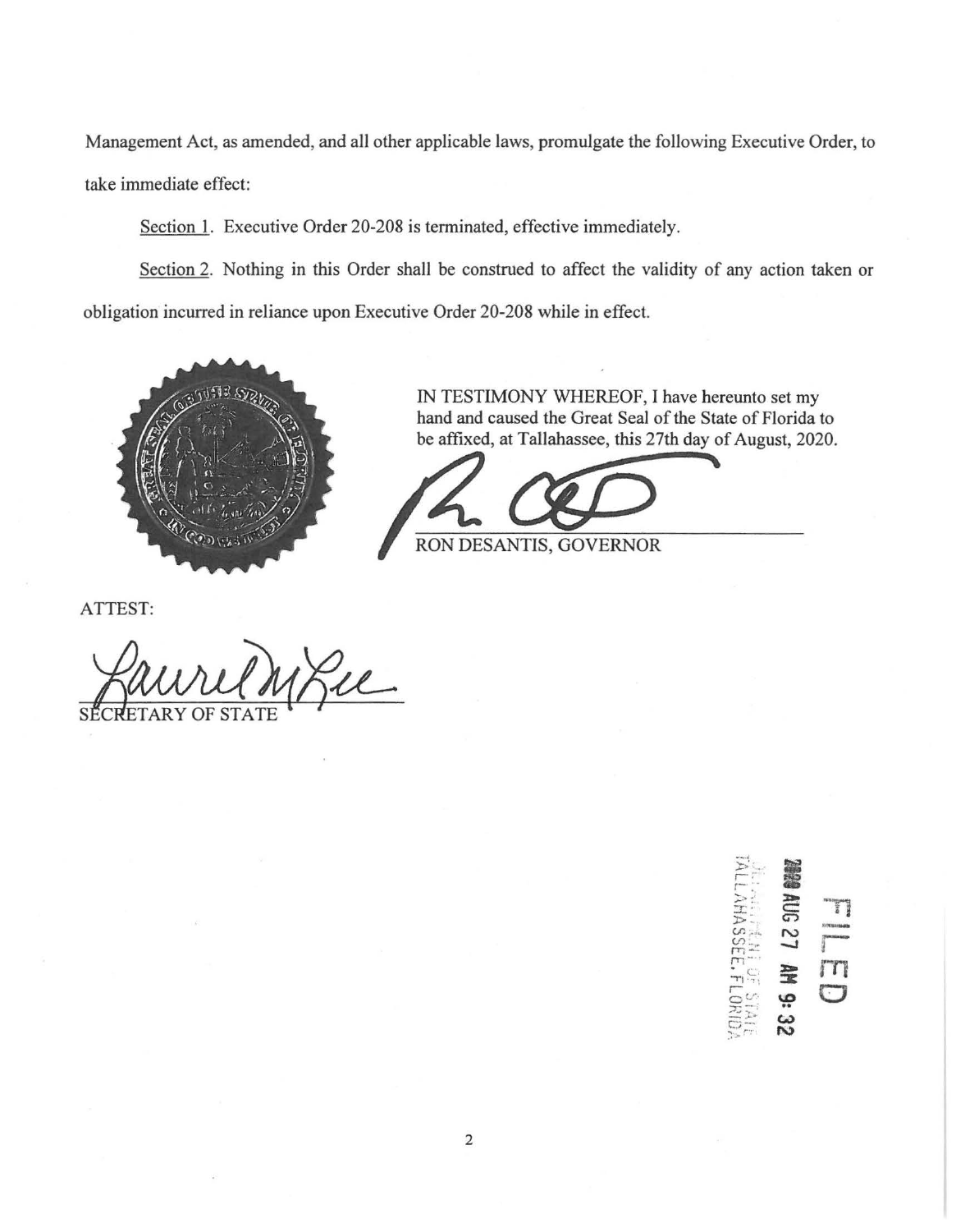Management Act, as amended, and all other applicable laws, promulgate the following Executive Order, to take immediate effect:

Section 1. Executive Order 20-208 is terminated, effective immediately.

Section 2. Nothing in this Order shall be construed to affect the validity of any action taken or obligation incurred in reliance upon Executive Order 20-208 while in effect.

IN TESTIMONY WHEREOF, I have hereunto set my hand and caused the Great Seal of the State of Florida to be affixed, at Tallahassee, this 27th day of August, 2020.

RON DESANTIS, GOVERNOR

ATTEST:

SECRETARY OF STATE

FILED

2020 AUG 27 AM 9:32

DEPARTMENT OF STATE
TALLAHASSEE, FLORIDA